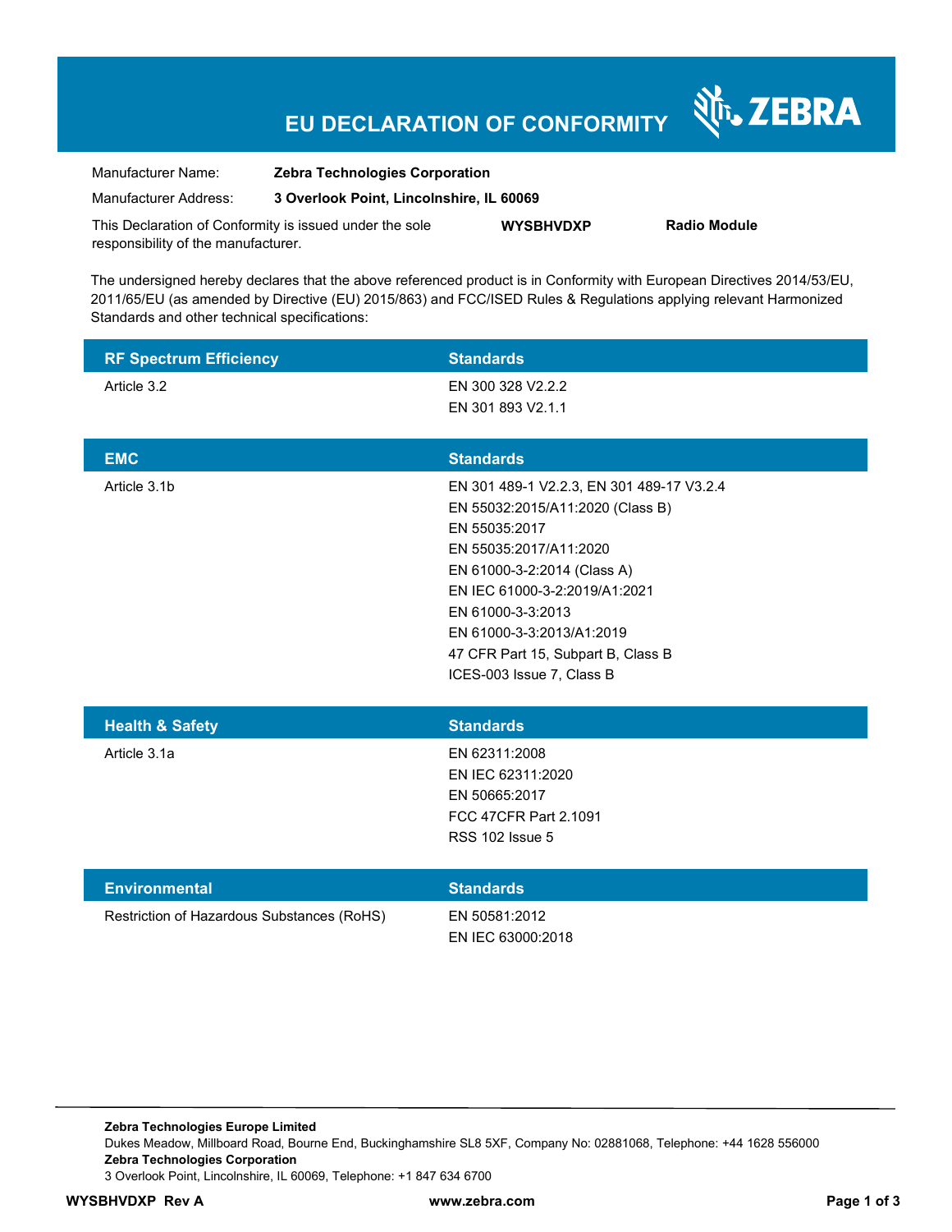# EU DECLARATION OF CONFORMITY

ZEBRA

| | |
|---|---|
| Manufacturer Name: | **Zebra Technologies Corporation** |
| Manufacturer Address: | **3 Overlook Point, Lincolnshire, IL 60069** |

This Declaration of Conformity is issued under the sole responsibility of the manufacturer. **WYSBHVDXP** **Radio Module**

The undersigned hereby declares that the above referenced product is in Conformity with European Directives 2014/53/EU, 2011/65/EU (as amended by Directive (EU) 2015/863) and FCC/ISED Rules & Regulations applying relevant Harmonized Standards and other technical specifications:

| RF Spectrum Efficiency | Standards |
|---|---|
| Article 3.2 | EN 300 328 V2.2.2<br>EN 301 893 V2.1.1 |

| EMC | Standards |
|---|---|
| Article 3.1b | EN 301 489-1 V2.2.3, EN 301 489-17 V3.2.4<br>EN 55032:2015/A11:2020 (Class B)<br>EN 55035:2017<br>EN 55035:2017/A11:2020<br>EN 61000-3-2:2014 (Class A)<br>EN IEC 61000-3-2:2019/A1:2021<br>EN 61000-3-3:2013<br>EN 61000-3-3:2013/A1:2019<br>47 CFR Part 15, Subpart B, Class B<br>ICES-003 Issue 7, Class B |

| Health & Safety | Standards |
|---|---|
| Article 3.1a | EN 62311:2008<br>EN IEC 62311:2020<br>EN 50665:2017<br>FCC 47CFR Part 2.1091<br>RSS 102 Issue 5 |

| Environmental | Standards |
|---|---|
| Restriction of Hazardous Substances (RoHS) | EN 50581:2012<br>EN IEC 63000:2018 |

**Zebra Technologies Europe Limited**
Dukes Meadow, Millboard Road, Bourne End, Buckinghamshire SL8 5XF, Company No: 02881068, Telephone: +44 1628 556000
**Zebra Technologies Corporation**
3 Overlook Point, Lincolnshire, IL 60069, Telephone: +1 847 634 6700

**WYSBHVDXP Rev A** **www.zebra.com**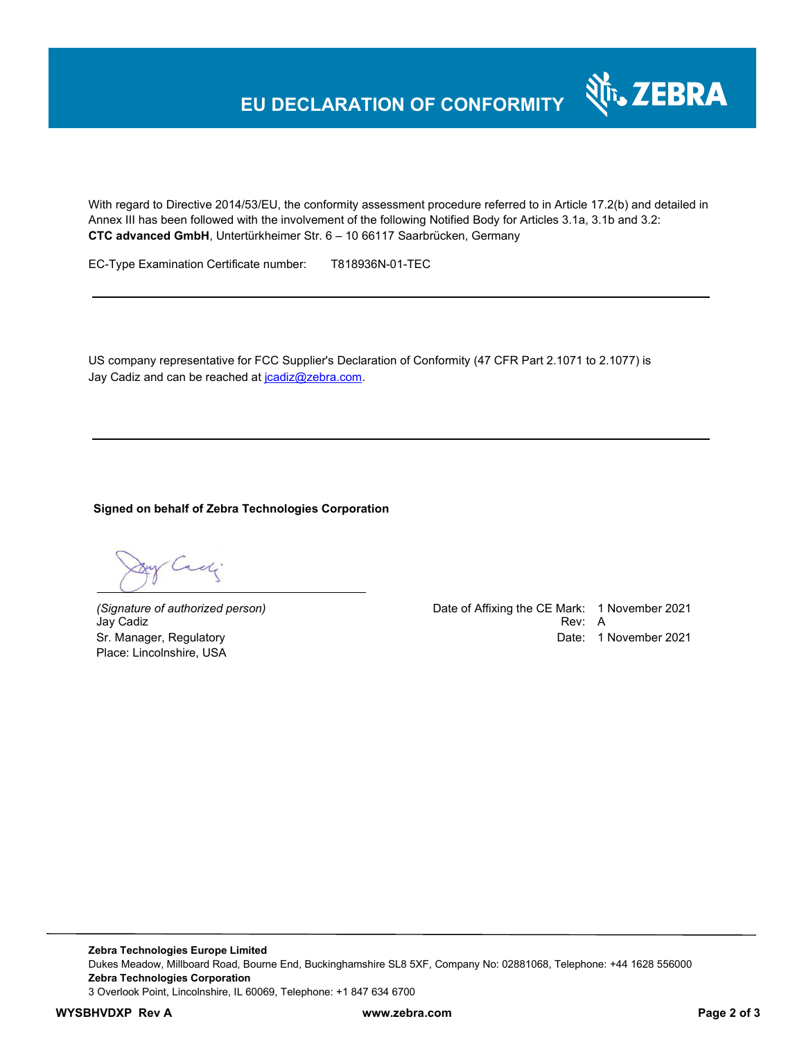# EU DECLARATION OF CONFORMITY

With regard to Directive 2014/53/EU, the conformity assessment procedure referred to in Article 17.2(b) and detailed in Annex III has been followed with the involvement of the following Notified Body for Articles 3.1a, 3.1b and 3.2:
**CTC advanced GmbH**, Untertürkheimer Str. 6 – 10 66117 Saarbrücken, Germany

EC-Type Examination Certificate number: T818936N-01-TEC

---

US company representative for FCC Supplier's Declaration of Conformity (47 CFR Part 2.1071 to 2.1077) is Jay Cadiz and can be reached at jcadiz@zebra.com.

---

**Signed on behalf of Zebra Technologies Corporation**

*(Signature of authorized person)*
Jay Cadiz
Sr. Manager, Regulatory
Place: Lincolnshire, USA

Date of Affixing the CE Mark: 1 November 2021
Rev: A
Date: 1 November 2021

**Zebra Technologies Europe Limited**
Dukes Meadow, Millboard Road, Bourne End, Buckinghamshire SL8 5XF, Company No: 02881068, Telephone: +44 1628 556000
**Zebra Technologies Corporation**
3 Overlook Point, Lincolnshire, IL 60069, Telephone: +1 847 634 6700

**WYSBHVDXP Rev A** **www.zebra.com**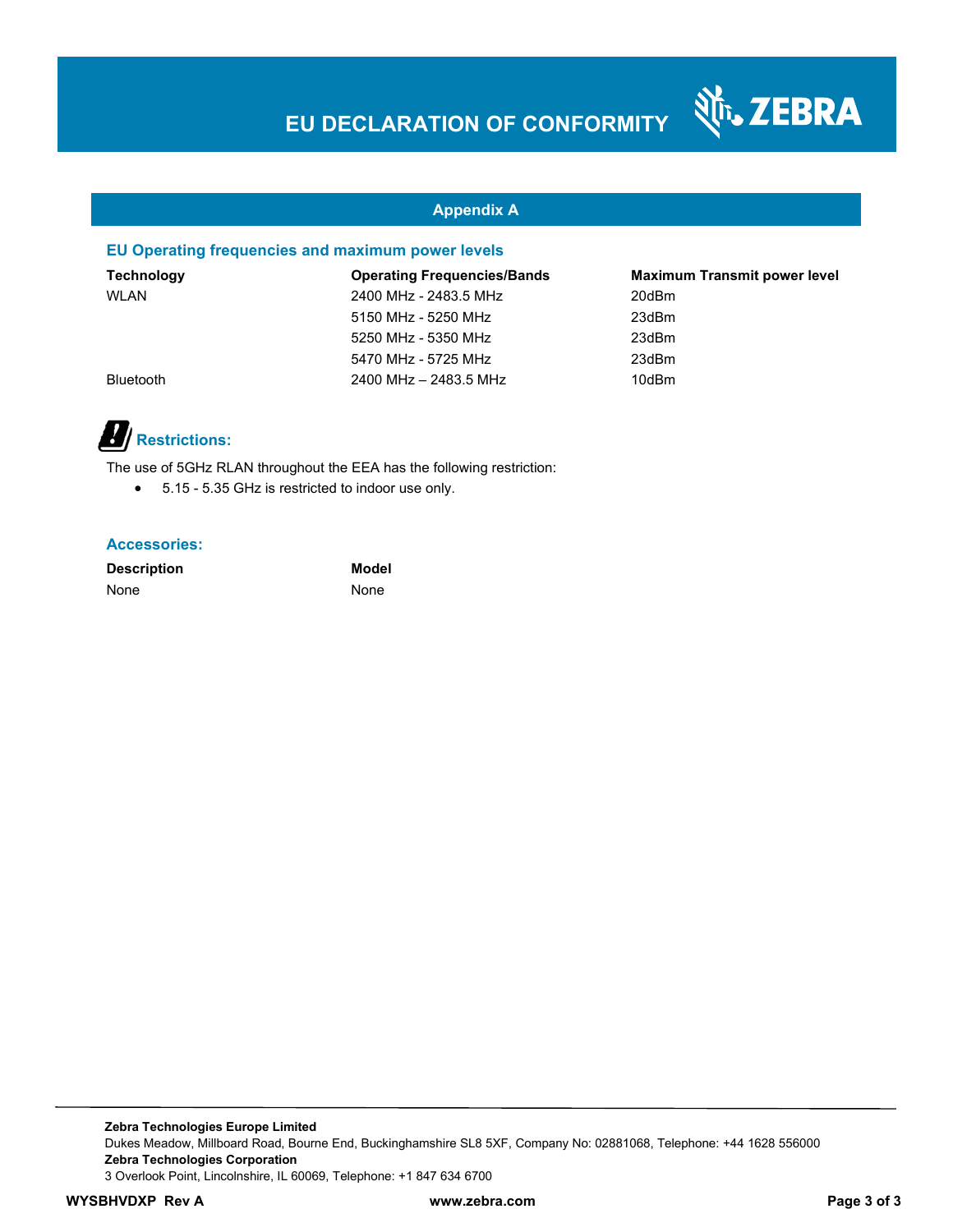# EU DECLARATION OF CONFORMITY

## Appendix A

### EU Operating frequencies and maximum power levels

| Technology | Operating Frequencies/Bands | Maximum Transmit power level |
|---|---|---|
| WLAN | 2400 MHz - 2483.5 MHz | 20dBm |
| | 5150 MHz - 5250 MHz | 23dBm |
| | 5250 MHz - 5350 MHz | 23dBm |
| | 5470 MHz - 5725 MHz | 23dBm |
| Bluetooth | 2400 MHz – 2483.5 MHz | 10dBm |

### Restrictions:

The use of 5GHz RLAN throughout the EEA has the following restriction:

- 5.15 - 5.35 GHz is restricted to indoor use only.

### Accessories:

| Description | Model |
|---|---|
| None | None |

**Zebra Technologies Europe Limited**
Dukes Meadow, Millboard Road, Bourne End, Buckinghamshire SL8 5XF, Company No: 02881068, Telephone: +44 1628 556000
**Zebra Technologies Corporation**
3 Overlook Point, Lincolnshire, IL 60069, Telephone: +1 847 634 6700

**WYSBHVDXP Rev A** **www.zebra.com**